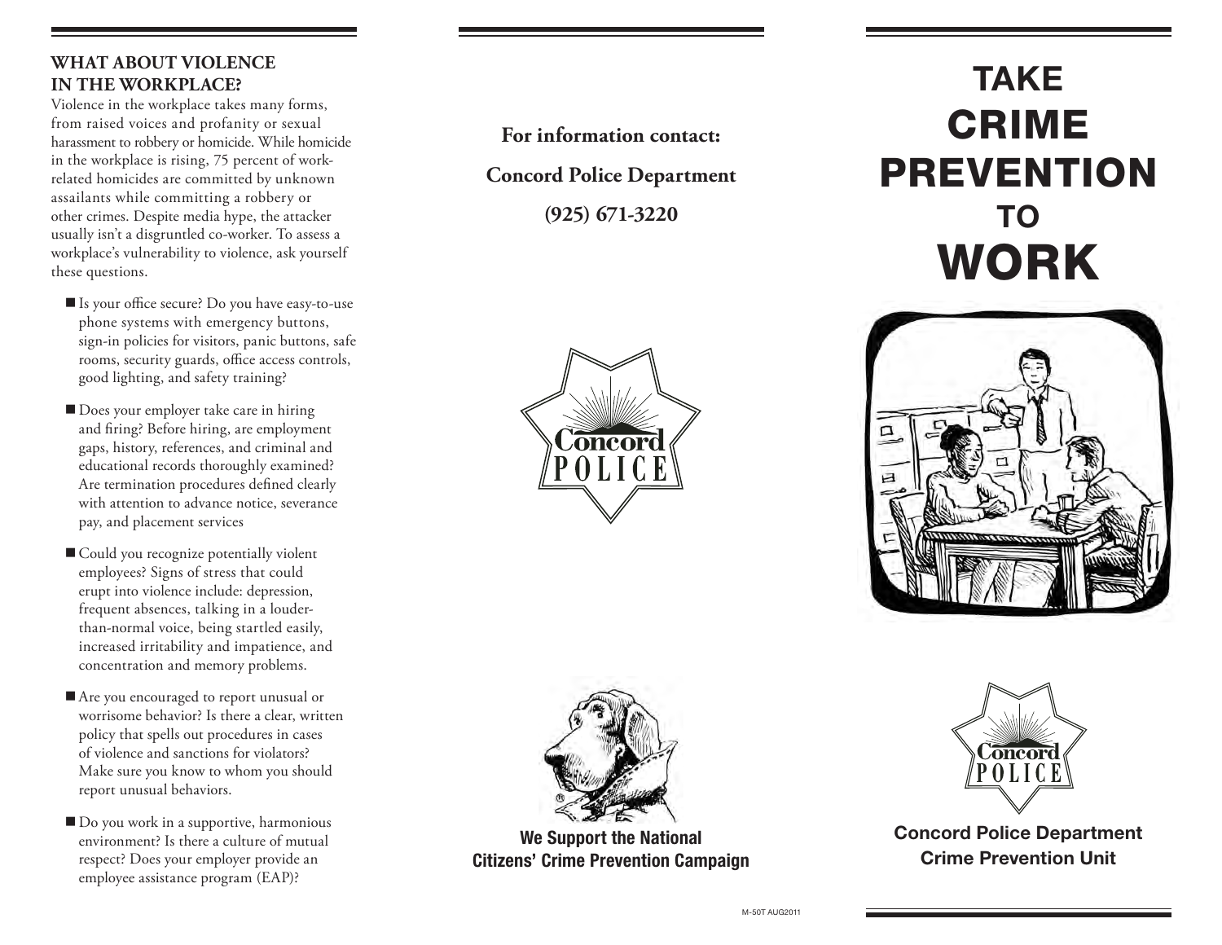## WHAT ABOUT VIOLENCE IN THE WORKPLACE?

Violence in the workplace takes many forms, from raised voices and profanity or sexual harassment to robbery or homicide. While homicide in the workplace is rising, 75 percent of work-related homicides are committed by unknown assailants while committing a robbery or other crimes. Despite media hype, the attacker usually isn't a disgruntled co-worker. To assess a workplace's vulnerability to violence, ask yourself these questions.

- Is your office secure? Do you have easy-to-use phone systems with emergency buttons, sign-in policies for visitors, panic buttons, safe rooms, security guards, office access controls, good lighting, and safety training?
- Does your employer take care in hiring and firing? Before hiring, are employment gaps, history, references, and criminal and educational records thoroughly examined? Are termination procedures defined clearly with attention to advance notice, severance pay, and placement services
- Could you recognize potentially violent employees? Signs of stress that could erupt into violence include: depression, frequent absences, talking in a louder-than-normal voice, being startled easily, increased irritability and impatience, and concentration and memory problems.
- Are you encouraged to report unusual or worrisome behavior? Is there a clear, written policy that spells out procedures in cases of violence and sanctions for violators? Make sure you know to whom you should report unusual behaviors.
- Do you work in a supportive, harmonious environment? Is there a culture of mutual respect? Does your employer provide an employee assistance program (EAP)?

**For information contact:**

**Concord Police Department**

**(925) 671-3220**

Concord POLICE

**We Support the National Citizens' Crime Prevention Campaign**

M-50T AUG2011

# TAKE CRIME PREVENTION TO WORK

Concord POLICE

**Concord Police Department**
**Crime Prevention Unit**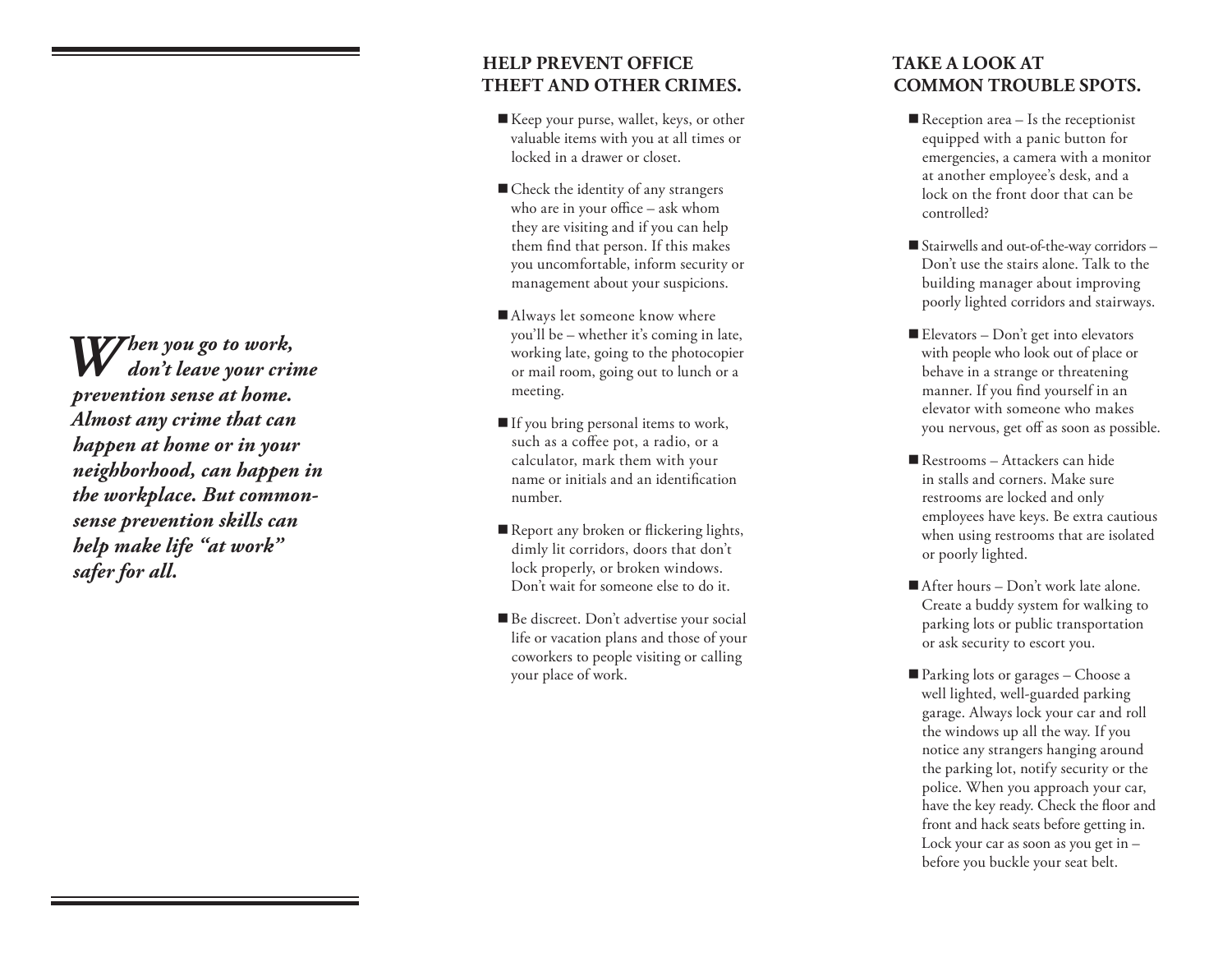***When you go to work, don't leave your crime prevention sense at home. Almost any crime that can happen at home or in your neighborhood, can happen in the workplace. But common-sense prevention skills can help make life "at work" safer for all.***

## HELP PREVENT OFFICE THEFT AND OTHER CRIMES.

- Keep your purse, wallet, keys, or other valuable items with you at all times or locked in a drawer or closet.
- Check the identity of any strangers who are in your office – ask whom they are visiting and if you can help them find that person. If this makes you uncomfortable, inform security or management about your suspicions.
- Always let someone know where you'll be – whether it's coming in late, working late, going to the photocopier or mail room, going out to lunch or a meeting.
- If you bring personal items to work, such as a coffee pot, a radio, or a calculator, mark them with your name or initials and an identification number.
- Report any broken or flickering lights, dimly lit corridors, doors that don't lock properly, or broken windows. Don't wait for someone else to do it.
- Be discreet. Don't advertise your social life or vacation plans and those of your coworkers to people visiting or calling your place of work.

## TAKE A LOOK AT COMMON TROUBLE SPOTS.

- Reception area – Is the receptionist equipped with a panic button for emergencies, a camera with a monitor at another employee's desk, and a lock on the front door that can be controlled?
- Stairwells and out-of-the-way corridors – Don't use the stairs alone. Talk to the building manager about improving poorly lighted corridors and stairways.
- Elevators – Don't get into elevators with people who look out of place or behave in a strange or threatening manner. If you find yourself in an elevator with someone who makes you nervous, get off as soon as possible.
- Restrooms – Attackers can hide in stalls and corners. Make sure restrooms are locked and only employees have keys. Be extra cautious when using restrooms that are isolated or poorly lighted.
- After hours – Don't work late alone. Create a buddy system for walking to parking lots or public transportation or ask security to escort you.
- Parking lots or garages – Choose a well lighted, well-guarded parking garage. Always lock your car and roll the windows up all the way. If you notice any strangers hanging around the parking lot, notify security or the police. When you approach your car, have the key ready. Check the floor and front and hack seats before getting in. Lock your car as soon as you get in – before you buckle your seat belt.